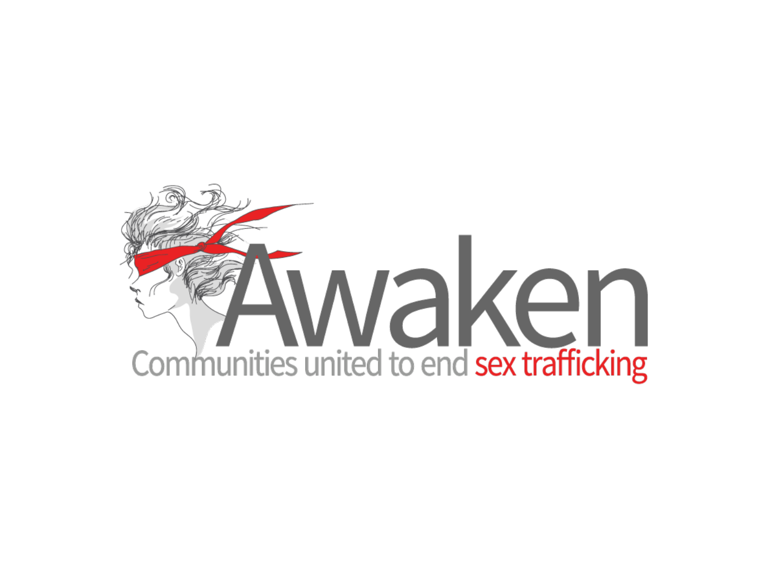# Awaken

Communities united to end sex trafficking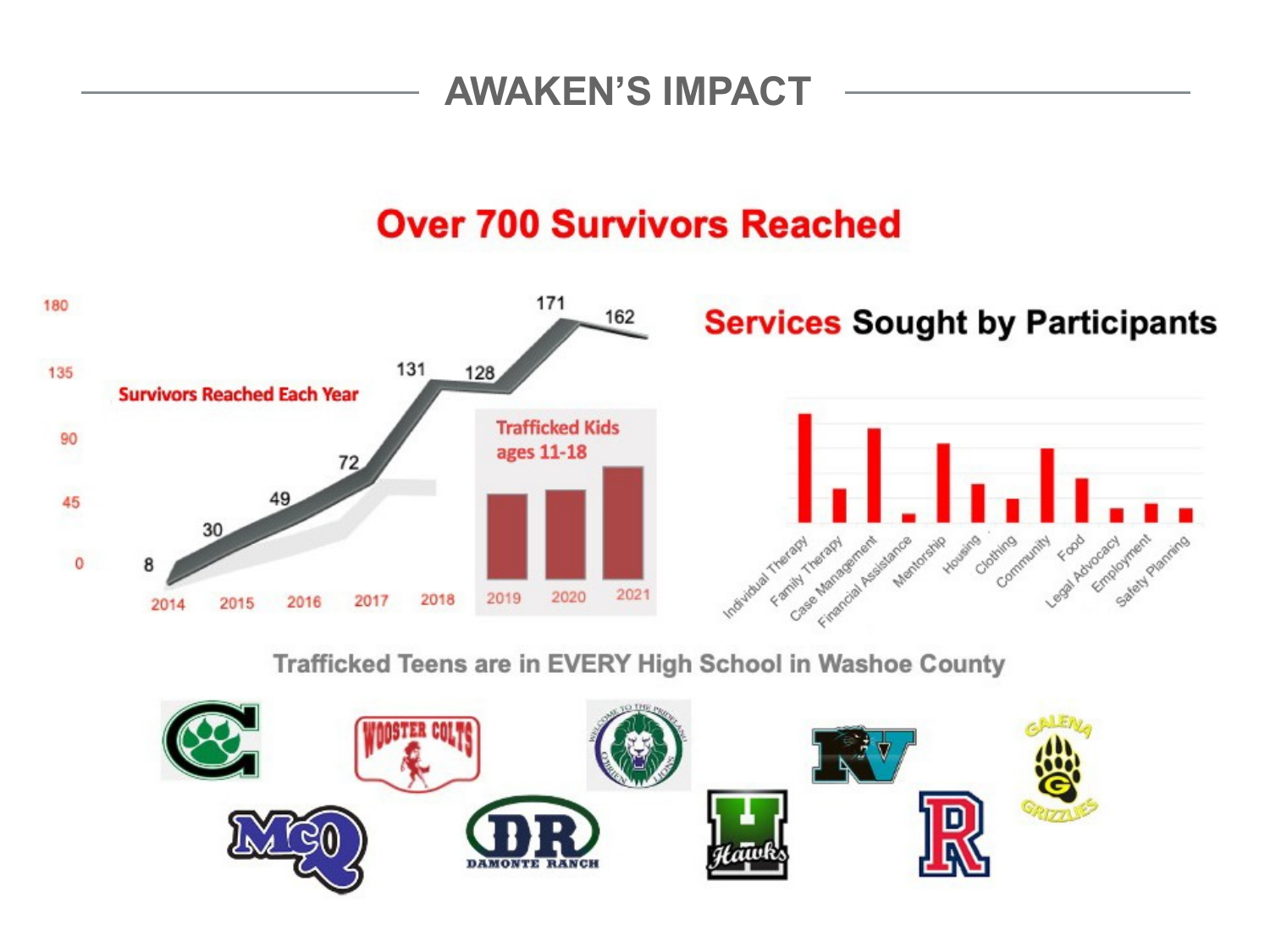# AWAKEN'S IMPACT

## Over 700 Survivors Reached

**Survivors Reached Each Year**

| Year | Survivors Reached |
|---|---|
| 2014 | 8 |
| 2015 | 30 |
| 2016 | 49 |
| 2017 | 72 |
| 2018 | 131 |
| 2019 | 128 |
| 2020 | 171 |
| 2021 | 162 |

Trafficked Kids ages 11-18 (2019, 2020, 2021)

## Services Sought by Participants

- Individual Therapy
- Family Therapy
- Case Management
- Financial Assistance
- Mentorship
- Housing
- Clothing
- Community
- Food
- Legal Advocacy
- Employment
- Safety Planning

**Trafficked Teens are in EVERY High School in Washoe County**

Wooster Colts · Welcome to the Prideland O'Brien Lions · NV · Galena Grizzlies · McQ · DR Damonte Ranch · H Hawks · R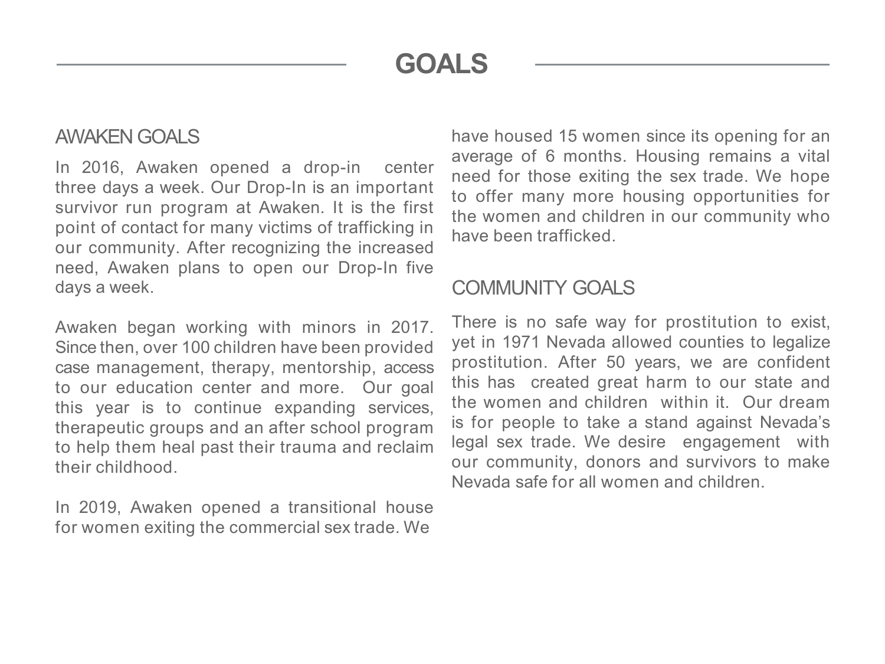# GOALS

## AWAKEN GOALS

In 2016, Awaken opened a drop-in center three days a week. Our Drop-In is an important survivor run program at Awaken. It is the first point of contact for many victims of trafficking in our community. After recognizing the increased need, Awaken plans to open our Drop-In five days a week.

Awaken began working with minors in 2017. Since then, over 100 children have been provided case management, therapy, mentorship, access to our education center and more. Our goal this year is to continue expanding services, therapeutic groups and an after school program to help them heal past their trauma and reclaim their childhood.

In 2019, Awaken opened a transitional house for women exiting the commercial sex trade. We have housed 15 women since its opening for an average of 6 months. Housing remains a vital need for those exiting the sex trade. We hope to offer many more housing opportunities for the women and children in our community who have been trafficked.

## COMMUNITY GOALS

There is no safe way for prostitution to exist, yet in 1971 Nevada allowed counties to legalize prostitution. After 50 years, we are confident this has created great harm to our state and the women and children within it. Our dream is for people to take a stand against Nevada's legal sex trade. We desire engagement with our community, donors and survivors to make Nevada safe for all women and children.